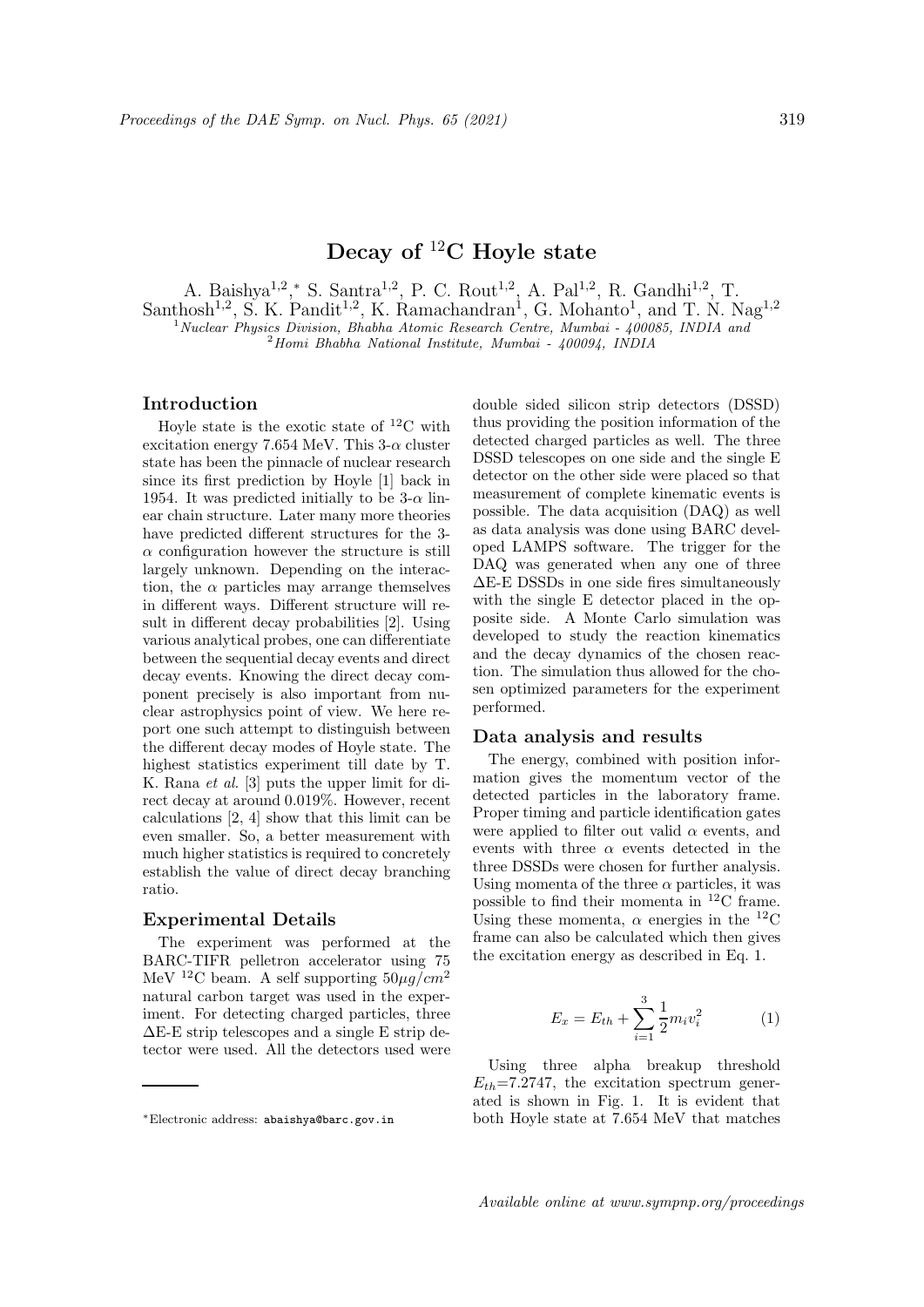# Decay of $^{12}$C Hoyle state

A. Baishya[1,2,*], S. Santra[1,2], P. C. Rout[1,2], A. Pal[1,2], R. Gandhi[1,2], T. Santhosh[1,2], S. K. Pandit[1,2], K. Ramachandran[1], G. Mohanto[1], and T. N. Nag[1,2]

[1] *Nuclear Physics Division, Bhabha Atomic Research Centre, Mumbai - 400085, INDIA and*
[2] *Homi Bhabha National Institute, Mumbai - 400094, INDIA*

## Introduction

Hoyle state is the exotic state of $^{12}$C with excitation energy 7.654 MeV. This 3-$\alpha$ cluster state has been the pinnacle of nuclear research since its first prediction by Hoyle [1] back in 1954. It was predicted initially to be 3-$\alpha$ linear chain structure. Later many more theories have predicted different structures for the 3-$\alpha$ configuration however the structure is still largely unknown. Depending on the interaction, the $\alpha$ particles may arrange themselves in different ways. Different structure will result in different decay probabilities [2]. Using various analytical probes, one can differentiate between the sequential decay events and direct decay events. Knowing the direct decay component precisely is also important from nuclear astrophysics point of view. We here report one such attempt to distinguish between the different decay modes of Hoyle state. The highest statistics experiment till date by T. K. Rana *et al.* [3] puts the upper limit for direct decay at around 0.019%. However, recent calculations [2, 4] show that this limit can be even smaller. So, a better measurement with much higher statistics is required to concretely establish the value of direct decay branching ratio.

## Experimental Details

The experiment was performed at the BARC-TIFR pelletron accelerator using 75 MeV $^{12}$C beam. A self supporting $50\mu g/cm^2$ natural carbon target was used in the experiment. For detecting charged particles, three $\Delta$E-E strip telescopes and a single E strip detector were used. All the detectors used were double sided silicon strip detectors (DSSD) thus providing the position information of the detected charged particles as well. The three DSSD telescopes on one side and the single E detector on the other side were placed so that measurement of complete kinematic events is possible. The data acquisition (DAQ) as well as data analysis was done using BARC developed LAMPS software. The trigger for the DAQ was generated when any one of three $\Delta$E-E DSSDs in one side fires simultaneously with the single E detector placed in the opposite side. A Monte Carlo simulation was developed to study the reaction kinematics and the decay dynamics of the chosen reaction. The simulation thus allowed for the chosen optimized parameters for the experiment performed.

## Data analysis and results

The energy, combined with position information gives the momentum vector of the detected particles in the laboratory frame. Proper timing and particle identification gates were applied to filter out valid $\alpha$ events, and events with three $\alpha$ events detected in the three DSSDs were chosen for further analysis. Using momenta of the three $\alpha$ particles, it was possible to find their momenta in $^{12}$C frame. Using these momenta, $\alpha$ energies in the $^{12}$C frame can also be calculated which then gives the excitation energy as described in Eq. 1.

$$E_x = E_{th} + \sum_{i=1}^{3} \frac{1}{2} m_i v_i^2 \qquad (1)$$

Using three alpha breakup threshold $E_{th}$=7.2747, the excitation spectrum generated is shown in Fig. 1. It is evident that both Hoyle state at 7.654 MeV that matches

---

*Electronic address: abaishya@barc.gov.in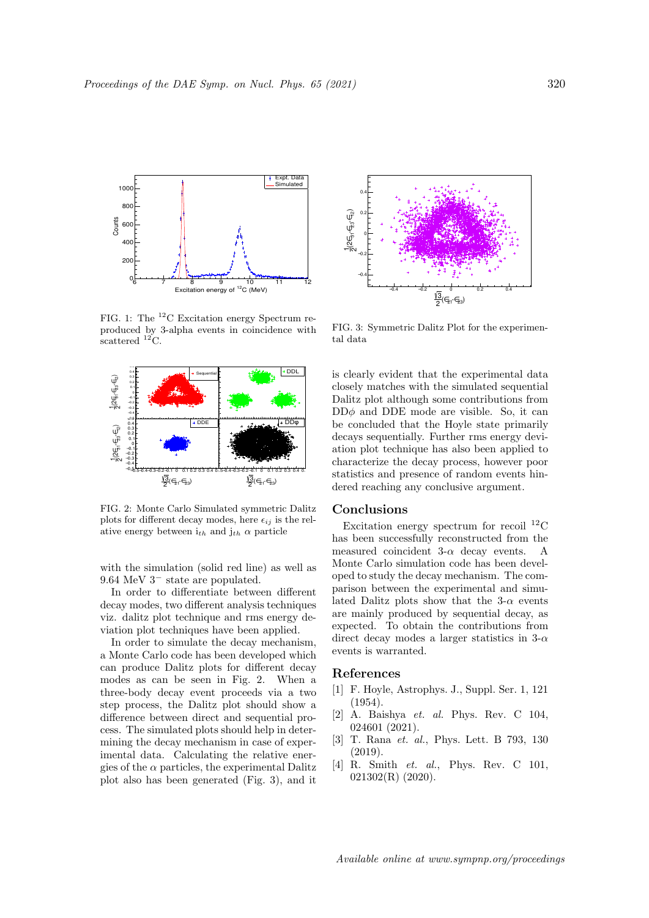Expt. Data
Simulated
Counts
0
200
400
600
800
1000
6 7 8 9 10 11 12
Excitation energy of $^{12}$C (MeV)

FIG. 1: The $^{12}$C Excitation energy Spectrum reproduced by 3-alpha events in coincidence with scattered $^{12}$C.

Sequential
DDL
DDE
DD$\phi$
$\frac{1}{2}(2\epsilon_{31}-\epsilon_{23}-\epsilon_{12})$
$\frac{\sqrt{3}}{2}(\epsilon_{31}-\epsilon_{23})$

FIG. 2: Monte Carlo Simulated symmetric Dalitz plots for different decay modes, here $\epsilon_{ij}$ is the relative energy between $i_{th}$ and $j_{th}$ $\alpha$ particle

with the simulation (solid red line) as well as 9.64 MeV $3^-$ state are populated.

In order to differentiate between different decay modes, two different analysis techniques viz. dalitz plot technique and rms energy deviation plot techniques have been applied.

In order to simulate the decay mechanism, a Monte Carlo code has been developed which can produce Dalitz plots for different decay modes as can be seen in Fig. 2. When a three-body decay event proceeds via a two step process, the Dalitz plot should show a difference between direct and sequential process. The simulated plots should help in determining the decay mechanism in case of experimental data. Calculating the relative energies of the $\alpha$ particles, the experimental Dalitz plot also has been generated (Fig. 3), and it is clearly evident that the experimental data closely matches with the simulated sequential Dalitz plot although some contributions from DD$\phi$ and DDE mode are visible. So, it can be concluded that the Hoyle state primarily decays sequentially. Further rms energy deviation plot technique has also been applied to characterize the decay process, however poor statistics and presence of random events hindered reaching any conclusive argument.

$\frac{1}{2}(2\epsilon_{31}-\epsilon_{23}-\epsilon_{12})$
$\frac{\sqrt{3}}{2}(\epsilon_{31}-\epsilon_{23})$

FIG. 3: Symmetric Dalitz Plot for the experimental data

## Conclusions

Excitation energy spectrum for recoil $^{12}$C has been successfully reconstructed from the measured coincident 3-$\alpha$ decay events. A Monte Carlo simulation code has been developed to study the decay mechanism. The comparison between the experimental and simulated Dalitz plots show that the 3-$\alpha$ events are mainly produced by sequential decay, as expected. To obtain the contributions from direct decay modes a larger statistics in 3-$\alpha$ events is warranted.

## References

[1] F. Hoyle, Astrophys. J., Suppl. Ser. 1, 121 (1954).

[2] A. Baishya *et. al.* Phys. Rev. C 104, 024601 (2021).

[3] T. Rana *et. al.*, Phys. Lett. B 793, 130 (2019).

[4] R. Smith *et. al.*, Phys. Rev. C 101, 021302(R) (2020).